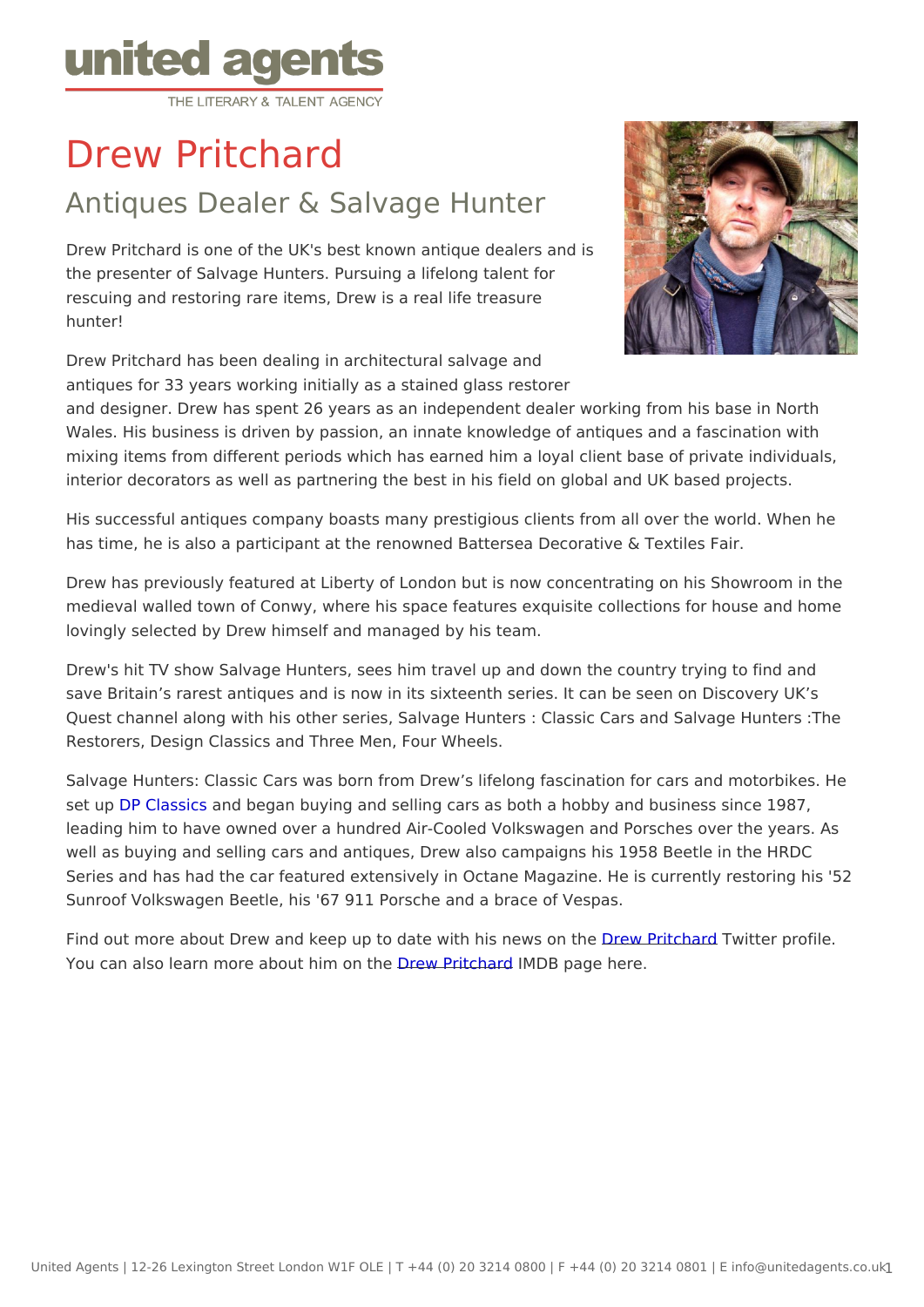united agents
THE LITERARY & TALENT AGENCY

# Drew Pritchard

## Antiques Dealer & Salvage Hunter

Drew Pritchard is one of the UK's best known antique dealers and is the presenter of Salvage Hunters. Pursuing a lifelong talent for rescuing and restoring rare items, Drew is a real life treasure hunter!

Drew Pritchard has been dealing in architectural salvage and antiques for 33 years working initially as a stained glass restorer and designer. Drew has spent 26 years as an independent dealer working from his base in North Wales. His business is driven by passion, an innate knowledge of antiques and a fascination with mixing items from different periods which has earned him a loyal client base of private individuals, interior decorators as well as partnering the best in his field on global and UK based projects.

His successful antiques company boasts many prestigious clients from all over the world. When he has time, he is also a participant at the renowned Battersea Decorative & Textiles Fair.

Drew has previously featured at Liberty of London but is now concentrating on his Showroom in the medieval walled town of Conwy, where his space features exquisite collections for house and home lovingly selected by Drew himself and managed by his team.

Drew's hit TV show Salvage Hunters, sees him travel up and down the country trying to find and save Britain's rarest antiques and is now in its sixteenth series. It can be seen on Discovery UK's Quest channel along with his other series, Salvage Hunters : Classic Cars and Salvage Hunters :The Restorers, Design Classics and Three Men, Four Wheels.

Salvage Hunters: Classic Cars was born from Drew's lifelong fascination for cars and motorbikes. He set up DP Classics and began buying and selling cars as both a hobby and business since 1987, leading him to have owned over a hundred Air-Cooled Volkswagen and Porsches over the years. As well as buying and selling cars and antiques, Drew also campaigns his 1958 Beetle in the HRDC Series and has had the car featured extensively in Octane Magazine. He is currently restoring his '52 Sunroof Volkswagen Beetle, his '67 911 Porsche and a brace of Vespas.

Find out more about Drew and keep up to date with his news on the Drew Pritchard Twitter profile. You can also learn more about him on the Drew Pritchard IMDB page here.

United Agents | 12-26 Lexington Street London W1F OLE | T +44 (0) 20 3214 0800 | F +44 (0) 20 3214 0801 | E info@unitedagents.co.uk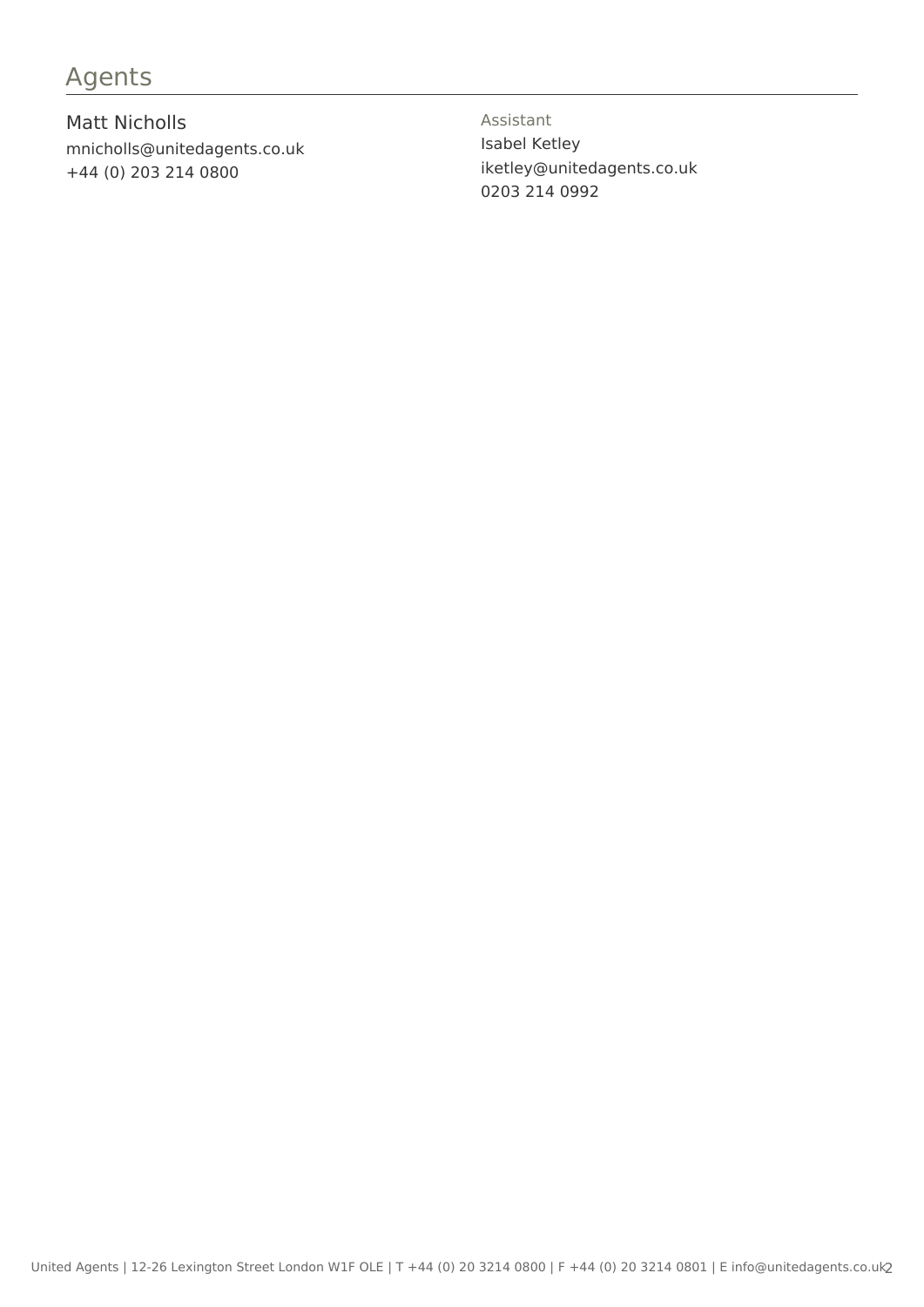## Agents

Matt Nicholls
mnicholls@unitedagents.co.uk
+44 (0) 203 214 0800

Assistant
Isabel Ketley
iketley@unitedagents.co.uk
0203 214 0992